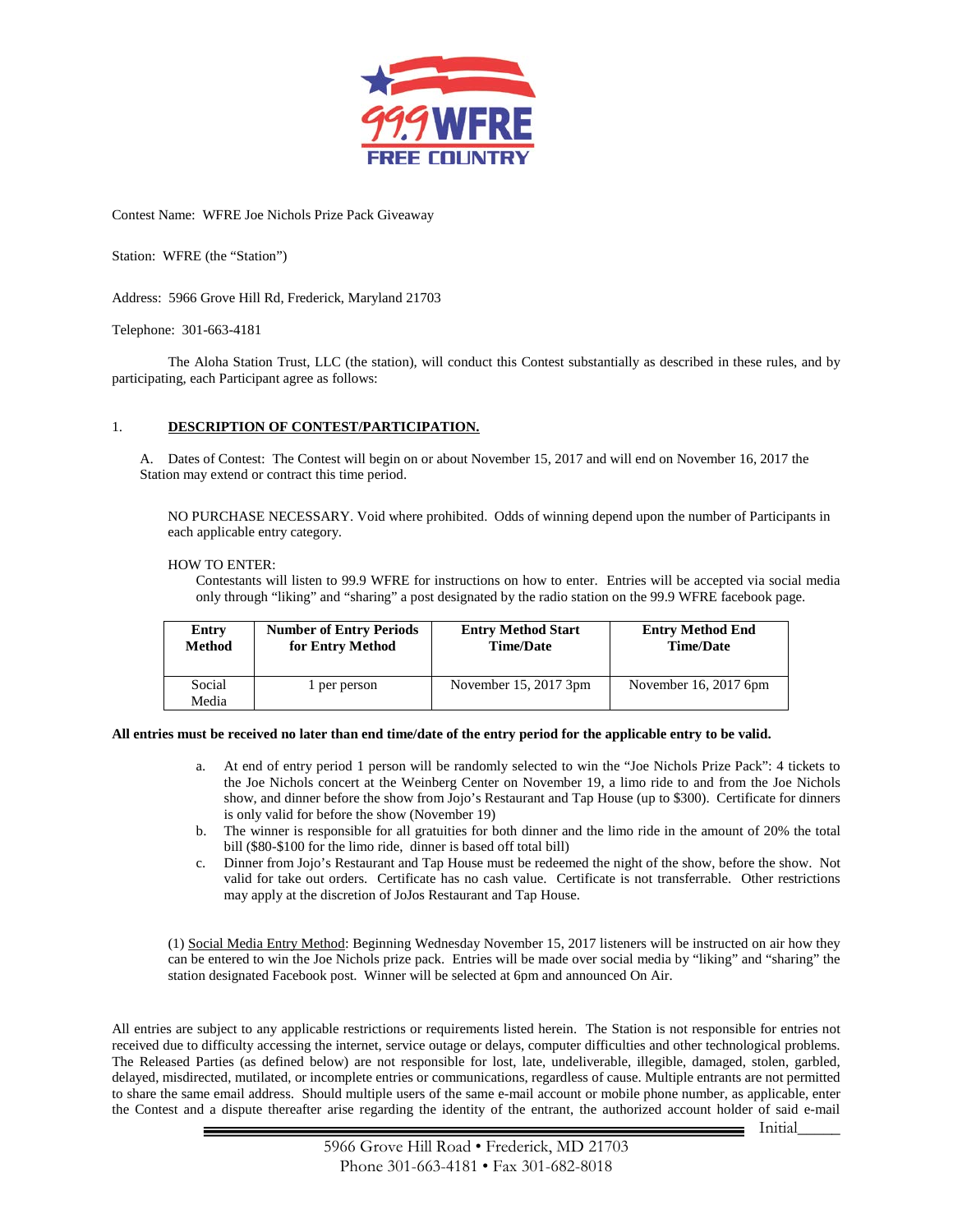Contest Name: WFRE Joe Nichols Prize Pack Giveaway

Station: WFRE (the "Station")

Address: 5966 Grove Hill Rd, Frederick, Maryland 21703

Telephone: 301-663-4181

The Aloha Station Trust, LLC (the station), will conduct this Contest substantially as described in these rules, and by participating, each Participant agree as follows:

1. **DESCRIPTION OF CONTEST/PARTICIPATION.**

A. Dates of Contest: The Contest will begin on or about November 15, 2017 and will end on November 16, 2017 the Station may extend or contract this time period.

NO PURCHASE NECESSARY. Void where prohibited. Odds of winning depend upon the number of Participants in each applicable entry category.

HOW TO ENTER:

Contestants will listen to 99.9 WFRE for instructions on how to enter. Entries will be accepted via social media only through "liking" and "sharing" a post designated by the radio station on the 99.9 WFRE facebook page.

| Entry Method | Number of Entry Periods for Entry Method | Entry Method Start Time/Date | Entry Method End Time/Date |
|---|---|---|---|
| Social Media | 1 per person | November 15, 2017 3pm | November 16, 2017 6pm |

**All entries must be received no later than end time/date of the entry period for the applicable entry to be valid.**

a. At end of entry period 1 person will be randomly selected to win the "Joe Nichols Prize Pack": 4 tickets to the Joe Nichols concert at the Weinberg Center on November 19, a limo ride to and from the Joe Nichols show, and dinner before the show from Jojo's Restaurant and Tap House (up to $300). Certificate for dinners is only valid for before the show (November 19)
b. The winner is responsible for all gratuities for both dinner and the limo ride in the amount of 20% the total bill ($80-$100 for the limo ride, dinner is based off total bill)
c. Dinner from Jojo's Restaurant and Tap House must be redeemed the night of the show, before the show. Not valid for take out orders. Certificate has no cash value. Certificate is not transferrable. Other restrictions may apply at the discretion of JoJos Restaurant and Tap House.

(1) Social Media Entry Method: Beginning Wednesday November 15, 2017 listeners will be instructed on air how they can be entered to win the Joe Nichols prize pack. Entries will be made over social media by "liking" and "sharing" the station designated Facebook post. Winner will be selected at 6pm and announced On Air.

All entries are subject to any applicable restrictions or requirements listed herein. The Station is not responsible for entries not received due to difficulty accessing the internet, service outage or delays, computer difficulties and other technological problems. The Released Parties (as defined below) are not responsible for lost, late, undeliverable, illegible, damaged, stolen, garbled, delayed, misdirected, mutilated, or incomplete entries or communications, regardless of cause. Multiple entrants are not permitted to share the same email address. Should multiple users of the same e-mail account or mobile phone number, as applicable, enter the Contest and a dispute thereafter arise regarding the identity of the entrant, the authorized account holder of said e-mail

Initial_____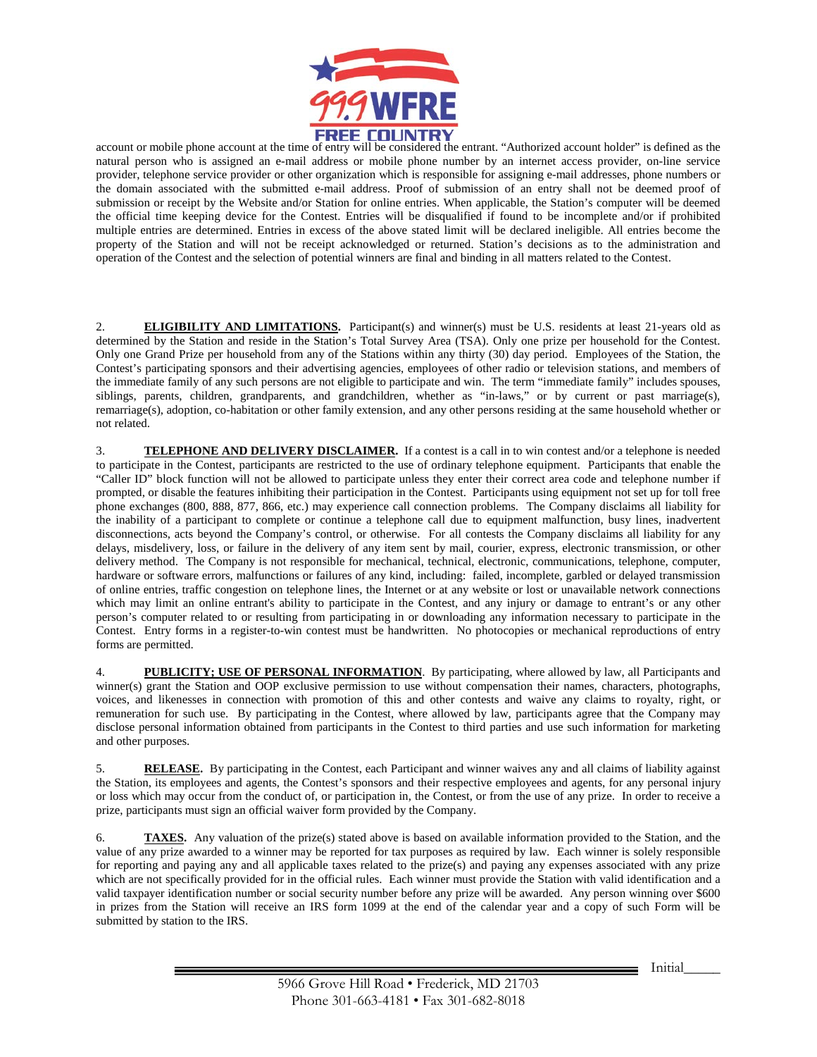account or mobile phone account at the time of entry will be considered the entrant. "Authorized account holder" is defined as the natural person who is assigned an e-mail address or mobile phone number by an internet access provider, on-line service provider, telephone service provider or other organization which is responsible for assigning e-mail addresses, phone numbers or the domain associated with the submitted e-mail address. Proof of submission of an entry shall not be deemed proof of submission or receipt by the Website and/or Station for online entries. When applicable, the Station's computer will be deemed the official time keeping device for the Contest. Entries will be disqualified if found to be incomplete and/or if prohibited multiple entries are determined. Entries in excess of the above stated limit will be declared ineligible. All entries become the property of the Station and will not be receipt acknowledged or returned. Station's decisions as to the administration and operation of the Contest and the selection of potential winners are final and binding in all matters related to the Contest.

2. **ELIGIBILITY AND LIMITATIONS.** Participant(s) and winner(s) must be U.S. residents at least 21-years old as determined by the Station and reside in the Station's Total Survey Area (TSA). Only one prize per household for the Contest. Only one Grand Prize per household from any of the Stations within any thirty (30) day period. Employees of the Station, the Contest's participating sponsors and their advertising agencies, employees of other radio or television stations, and members of the immediate family of any such persons are not eligible to participate and win. The term "immediate family" includes spouses, siblings, parents, children, grandparents, and grandchildren, whether as "in-laws," or by current or past marriage(s), remarriage(s), adoption, co-habitation or other family extension, and any other persons residing at the same household whether or not related.

3. **TELEPHONE AND DELIVERY DISCLAIMER.** If a contest is a call in to win contest and/or a telephone is needed to participate in the Contest, participants are restricted to the use of ordinary telephone equipment. Participants that enable the "Caller ID" block function will not be allowed to participate unless they enter their correct area code and telephone number if prompted, or disable the features inhibiting their participation in the Contest. Participants using equipment not set up for toll free phone exchanges (800, 888, 877, 866, etc.) may experience call connection problems. The Company disclaims all liability for the inability of a participant to complete or continue a telephone call due to equipment malfunction, busy lines, inadvertent disconnections, acts beyond the Company's control, or otherwise. For all contests the Company disclaims all liability for any delays, misdelivery, loss, or failure in the delivery of any item sent by mail, courier, express, electronic transmission, or other delivery method. The Company is not responsible for mechanical, technical, electronic, communications, telephone, computer, hardware or software errors, malfunctions or failures of any kind, including: failed, incomplete, garbled or delayed transmission of online entries, traffic congestion on telephone lines, the Internet or at any website or lost or unavailable network connections which may limit an online entrant's ability to participate in the Contest, and any injury or damage to entrant's or any other person's computer related to or resulting from participating in or downloading any information necessary to participate in the Contest. Entry forms in a register-to-win contest must be handwritten. No photocopies or mechanical reproductions of entry forms are permitted.

4. **PUBLICITY; USE OF PERSONAL INFORMATION**. By participating, where allowed by law, all Participants and winner(s) grant the Station and OOP exclusive permission to use without compensation their names, characters, photographs, voices, and likenesses in connection with promotion of this and other contests and waive any claims to royalty, right, or remuneration for such use. By participating in the Contest, where allowed by law, participants agree that the Company may disclose personal information obtained from participants in the Contest to third parties and use such information for marketing and other purposes.

5. **RELEASE.** By participating in the Contest, each Participant and winner waives any and all claims of liability against the Station, its employees and agents, the Contest's sponsors and their respective employees and agents, for any personal injury or loss which may occur from the conduct of, or participation in, the Contest, or from the use of any prize. In order to receive a prize, participants must sign an official waiver form provided by the Company.

6. **TAXES.** Any valuation of the prize(s) stated above is based on available information provided to the Station, and the value of any prize awarded to a winner may be reported for tax purposes as required by law. Each winner is solely responsible for reporting and paying any and all applicable taxes related to the prize(s) and paying any expenses associated with any prize which are not specifically provided for in the official rules. Each winner must provide the Station with valid identification and a valid taxpayer identification number or social security number before any prize will be awarded. Any person winning over $600 in prizes from the Station will receive an IRS form 1099 at the end of the calendar year and a copy of such Form will be submitted by station to the IRS.

Initial_____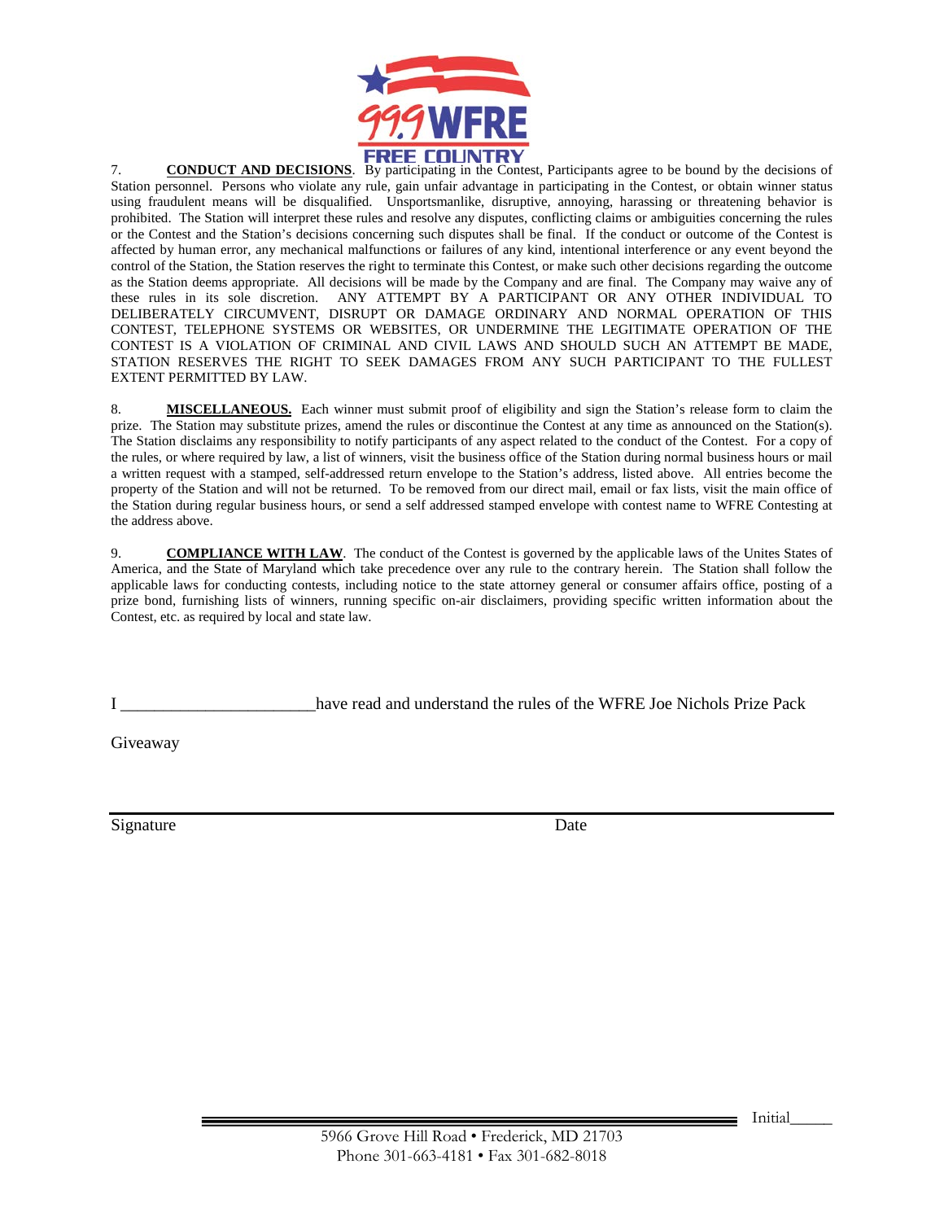7. **CONDUCT AND DECISIONS**. By participating in the Contest, Participants agree to be bound by the decisions of Station personnel. Persons who violate any rule, gain unfair advantage in participating in the Contest, or obtain winner status using fraudulent means will be disqualified. Unsportsmanlike, disruptive, annoying, harassing or threatening behavior is prohibited. The Station will interpret these rules and resolve any disputes, conflicting claims or ambiguities concerning the rules or the Contest and the Station's decisions concerning such disputes shall be final. If the conduct or outcome of the Contest is affected by human error, any mechanical malfunctions or failures of any kind, intentional interference or any event beyond the control of the Station, the Station reserves the right to terminate this Contest, or make such other decisions regarding the outcome as the Station deems appropriate. All decisions will be made by the Company and are final. The Company may waive any of these rules in its sole discretion. ANY ATTEMPT BY A PARTICIPANT OR ANY OTHER INDIVIDUAL TO DELIBERATELY CIRCUMVENT, DISRUPT OR DAMAGE ORDINARY AND NORMAL OPERATION OF THIS CONTEST, TELEPHONE SYSTEMS OR WEBSITES, OR UNDERMINE THE LEGITIMATE OPERATION OF THE CONTEST IS A VIOLATION OF CRIMINAL AND CIVIL LAWS AND SHOULD SUCH AN ATTEMPT BE MADE, STATION RESERVES THE RIGHT TO SEEK DAMAGES FROM ANY SUCH PARTICIPANT TO THE FULLEST EXTENT PERMITTED BY LAW.

8. **MISCELLANEOUS.** Each winner must submit proof of eligibility and sign the Station's release form to claim the prize. The Station may substitute prizes, amend the rules or discontinue the Contest at any time as announced on the Station(s). The Station disclaims any responsibility to notify participants of any aspect related to the conduct of the Contest. For a copy of the rules, or where required by law, a list of winners, visit the business office of the Station during normal business hours or mail a written request with a stamped, self-addressed return envelope to the Station's address, listed above. All entries become the property of the Station and will not be returned. To be removed from our direct mail, email or fax lists, visit the main office of the Station during regular business hours, or send a self addressed stamped envelope with contest name to WFRE Contesting at the address above.

9. **COMPLIANCE WITH LAW**. The conduct of the Contest is governed by the applicable laws of the Unites States of America, and the State of Maryland which take precedence over any rule to the contrary herein. The Station shall follow the applicable laws for conducting contests, including notice to the state attorney general or consumer affairs office, posting of a prize bond, furnishing lists of winners, running specific on-air disclaimers, providing specific written information about the Contest, etc. as required by local and state law.

I _______________________have read and understand the rules of the WFRE Joe Nichols Prize Pack Giveaway

Signature                                        Date

Initial_____

5966 Grove Hill Road • Frederick, MD 21703
Phone 301-663-4181 • Fax 301-682-8018